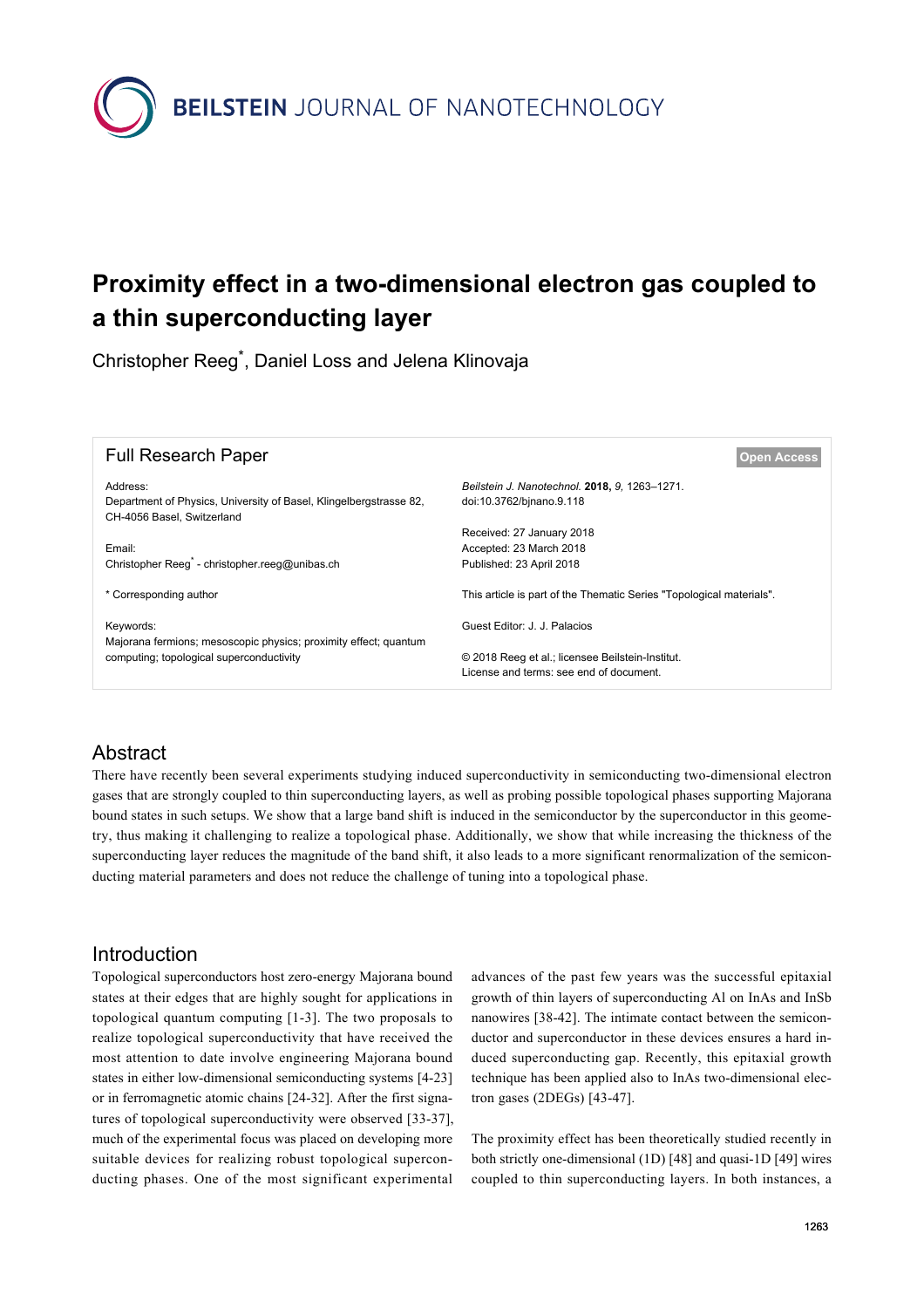# Proximity effect in a two-dimensional electron gas coupled to a thin superconducting layer

Christopher Reeg*, Daniel Loss and Jelena Klinovaja

Full Research Paper

Open Access

Address:
Department of Physics, University of Basel, Klingelbergstrasse 82, CH-4056 Basel, Switzerland

Email:
Christopher Reeg* - christopher.reeg@unibas.ch

\* Corresponding author

Keywords:
Majorana fermions; mesoscopic physics; proximity effect; quantum computing; topological superconductivity

*Beilstein J. Nanotechnol.* **2018,** *9,* 1263–1271.
doi:10.3762/bjnano.9.118

Received: 27 January 2018
Accepted: 23 March 2018
Published: 23 April 2018

This article is part of the Thematic Series "Topological materials".

Guest Editor: J. J. Palacios

© 2018 Reeg et al.; licensee Beilstein-Institut.
License and terms: see end of document.

## Abstract

There have recently been several experiments studying induced superconductivity in semiconducting two-dimensional electron gases that are strongly coupled to thin superconducting layers, as well as probing possible topological phases supporting Majorana bound states in such setups. We show that a large band shift is induced in the semiconductor by the superconductor in this geometry, thus making it challenging to realize a topological phase. Additionally, we show that while increasing the thickness of the superconducting layer reduces the magnitude of the band shift, it also leads to a more significant renormalization of the semiconducting material parameters and does not reduce the challenge of tuning into a topological phase.

## Introduction

Topological superconductors host zero-energy Majorana bound states at their edges that are highly sought for applications in topological quantum computing [1-3]. The two proposals to realize topological superconductivity that have received the most attention to date involve engineering Majorana bound states in either low-dimensional semiconducting systems [4-23] or in ferromagnetic atomic chains [24-32]. After the first signatures of topological superconductivity were observed [33-37], much of the experimental focus was placed on developing more suitable devices for realizing robust topological superconducting phases. One of the most significant experimental advances of the past few years was the successful epitaxial growth of thin layers of superconducting Al on InAs and InSb nanowires [38-42]. The intimate contact between the semiconductor and superconductor in these devices ensures a hard induced superconducting gap. Recently, this epitaxial growth technique has been applied also to InAs two-dimensional electron gases (2DEGs) [43-47].

The proximity effect has been theoretically studied recently in both strictly one-dimensional (1D) [48] and quasi-1D [49] wires coupled to thin superconducting layers. In both instances, a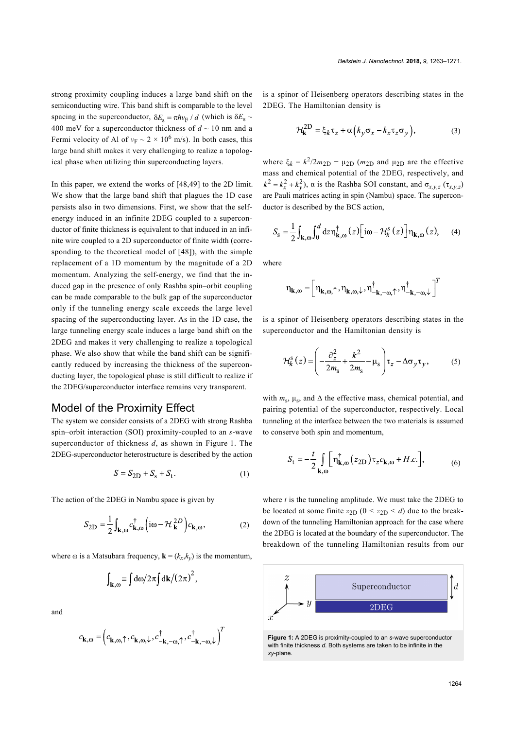strong proximity coupling induces a large band shift on the semiconducting wire. This band shift is comparable to the level spacing in the superconductor, $\delta E_s = \pi\hbar v_F / d$ (which is $\delta E_s \sim$ 400 meV for a superconductor thickness of $d \sim 10$ nm and a Fermi velocity of Al of $v_F \sim 2 \times 10^6$ m/s). In both cases, this large band shift makes it very challenging to realize a topological phase when utilizing thin superconducting layers.

In this paper, we extend the works of [48,49] to the 2D limit. We show that the large band shift that plagues the 1D case persists also in two dimensions. First, we show that the self-energy induced in an infinite 2DEG coupled to a superconductor of finite thickness is equivalent to that induced in an infinite wire coupled to a 2D superconductor of finite width (corresponding to the theoretical model of [48]), with the simple replacement of a 1D momentum by the magnitude of a 2D momentum. Analyzing the self-energy, we find that the induced gap in the presence of only Rashba spin–orbit coupling can be made comparable to the bulk gap of the superconductor only if the tunneling energy scale exceeds the large level spacing of the superconducting layer. As in the 1D case, the large tunneling energy scale induces a large band shift on the 2DEG and makes it very challenging to realize a topological phase. We also show that while the band shift can be significantly reduced by increasing the thickness of the superconducting layer, the topological phase is still difficult to realize if the 2DEG/superconductor interface remains very transparent.

## Model of the Proximity Effect

The system we consider consists of a 2DEG with strong Rashba spin–orbit interaction (SOI) proximity-coupled to an *s*-wave superconductor of thickness *d*, as shown in Figure 1. The 2DEG-superconductor heterostructure is described by the action

$$S = S_{2D} + S_s + S_t. \tag{1}$$

The action of the 2DEG in Nambu space is given by

$$S_{2D} = \frac{1}{2}\int_{\mathbf{k},\omega} c^{\dagger}_{\mathbf{k},\omega}\left(\mathrm{i}\omega - \mathcal{H}^{2D}_{\mathbf{k}}\right)c_{\mathbf{k},\omega}, \tag{2}$$

where $\omega$ is a Matsubara frequency, $\mathbf{k} = (k_x, k_y)$ is the momentum,

$$\int_{\mathbf{k},\omega} \equiv \int \mathrm{d}\omega/2\pi \int \mathrm{d}\mathbf{k}/(2\pi)^2,$$

and

$$c_{\mathbf{k},\omega} = \left(c_{\mathbf{k},\omega,\uparrow}, c_{\mathbf{k},\omega,\downarrow}, c^{\dagger}_{-\mathbf{k},-\omega,\uparrow}, c^{\dagger}_{-\mathbf{k},-\omega,\downarrow}\right)^T$$

is a spinor of Heisenberg operators describing states in the 2DEG. The Hamiltonian density is

$$\mathcal{H}^{2D}_{\mathbf{k}} = \xi_k \tau_z + \alpha\left(k_y \sigma_x - k_x \tau_z \sigma_y\right), \tag{3}$$

where $\xi_k = k^2/2m_{2D} - \mu_{2D}$ ($m_{2D}$ and $\mu_{2D}$ are the effective mass and chemical potential of the 2DEG, respectively, and $k^2 = k_x^2 + k_y^2$), $\alpha$ is the Rashba SOI constant, and $\sigma_{x,y,z}$ ($\tau_{x,y,z}$) are Pauli matrices acting in spin (Nambu) space. The superconductor is described by the BCS action,

$$S_s = \frac{1}{2}\int_{\mathbf{k},\omega}\int_0^d \mathrm{d}z\, \eta^{\dagger}_{\mathbf{k},\omega}(z)\left[\mathrm{i}\omega - \mathcal{H}^s_k(z)\right]\eta_{\mathbf{k},\omega}(z), \tag{4}$$

where

$$\eta_{\mathbf{k},\omega} = \left[\eta_{\mathbf{k},\omega,\uparrow}, \eta_{\mathbf{k},\omega,\downarrow}, \eta^{\dagger}_{-\mathbf{k},-\omega,\uparrow}, \eta^{\dagger}_{-\mathbf{k},-\omega,\downarrow}\right]^T$$

is a spinor of Heisenberg operators describing states in the superconductor and the Hamiltonian density is

$$\mathcal{H}^s_k(z) = \left(-\frac{\partial_z^2}{2m_s} + \frac{k^2}{2m_s} - \mu_s\right)\tau_z - \Delta\sigma_y\tau_y, \tag{5}$$

with $m_s$, $\mu_s$, and $\Delta$ the effective mass, chemical potential, and pairing potential of the superconductor, respectively. Local tunneling at the interface between the two materials is assumed to conserve both spin and momentum,

$$S_t = -\frac{t}{2}\int_{\mathbf{k},\omega}\left[\eta^{\dagger}_{\mathbf{k},\omega}(z_{2D})\tau_z c_{\mathbf{k},\omega} + H.c.\right], \tag{6}$$

where *t* is the tunneling amplitude. We must take the 2DEG to be located at some finite $z_{2D}$ ($0 < z_{2D} < d$) due to the breakdown of the tunneling Hamiltonian approach for the case where the 2DEG is located at the boundary of the superconductor. The breakdown of the tunneling Hamiltonian results from our

**Figure 1:** A 2DEG is proximity-coupled to an *s*-wave superconductor with finite thickness *d*. Both systems are taken to be infinite in the *xy*-plane.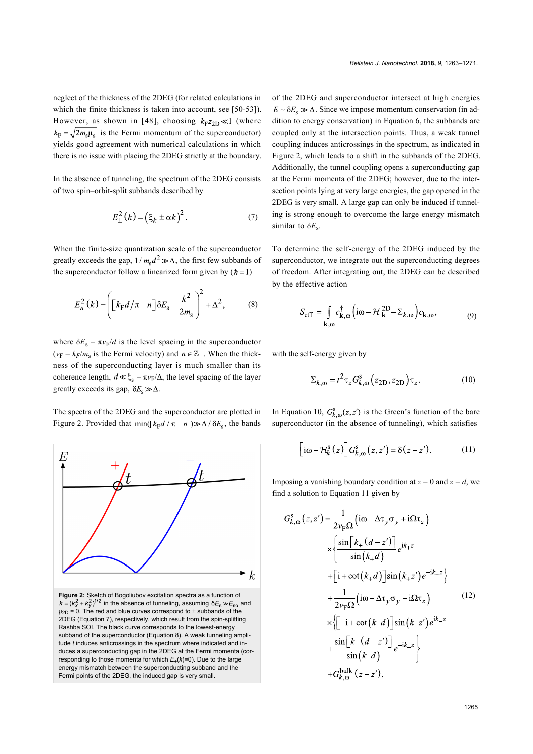neglect of the thickness of the 2DEG (for related calculations in which the finite thickness is taken into account, see [50-53]). However, as shown in [48], choosing $k_F z_{2D} \ll 1$ (where $k_F = \sqrt{2m_s\mu_s}$ is the Fermi momentum of the superconductor) yields good agreement with numerical calculations in which there is no issue with placing the 2DEG strictly at the boundary.

In the absence of tunneling, the spectrum of the 2DEG consists of two spin–orbit-split subbands described by

$$E_{\pm}^2(k) = \left(\xi_k \pm \alpha k\right)^2. \tag{7}$$

When the finite-size quantization scale of the superconductor greatly exceeds the gap, $1/m_s d^2 \gg \Delta$, the first few subbands of the superconductor follow a linearized form given by ($\hbar = 1$)

$$E_n^2(k) = \left(\left[k_F d/\pi - n\right]\delta E_s - \frac{k^2}{2m_s}\right)^2 + \Delta^2, \tag{8}$$

where $\delta E_s = \pi v_F/d$ is the level spacing in the superconductor ($v_F = k_F/m_s$ is the Fermi velocity) and $n \in \mathbb{Z}^+$. When the thickness of the superconducting layer is much smaller than its coherence length, $d \ll \xi_s = \pi v_F/\Delta$, the level spacing of the layer greatly exceeds its gap, $\delta E_s \gg \Delta$.

The spectra of the 2DEG and the superconductor are plotted in Figure 2. Provided that $\min(|k_F d/\pi - n|) \gg \Delta/\delta E_s$, the bands of the 2DEG and superconductor intersect at high energies $E \sim \delta E_s \gg \Delta$. Since we impose momentum conservation (in addition to energy conservation) in Equation 6, the subbands are coupled only at the intersection points. Thus, a weak tunnel coupling induces anticrossings in the spectrum, as indicated in Figure 2, which leads to a shift in the subbands of the 2DEG. Additionally, the tunnel coupling opens a superconducting gap at the Fermi momenta of the 2DEG; however, due to the intersection points lying at very large energies, the gap opened in the 2DEG is very small. A large gap can only be induced if tunneling is strong enough to overcome the large energy mismatch similar to $\delta E_s$.

**Figure 2:** Sketch of Bogoliubov excitation spectra as a function of $k = (k_x^2 + k_y^2)^{1/2}$ in the absence of tunneling, assuming $\delta E_s \gg E_{so}$ and $\mu_{2D} = 0$. The red and blue curves correspond to ± subbands of the 2DEG (Equation 7), respectively, which result from the spin-splitting Rashba SOI. The black curve corresponds to the lowest-energy subband of the superconductor (Equation 8). A weak tunneling amplitude $t$ induces anticrossings in the spectrum where indicated and induces a superconducting gap in the 2DEG at the Fermi momenta (corresponding to those momenta for which $E_{\pm}(k)=0$). Due to the large energy mismatch between the superconducting subband and the Fermi points of the 2DEG, the induced gap is very small.

To determine the self-energy of the 2DEG induced by the superconductor, we integrate out the superconducting degrees of freedom. After integrating out, the 2DEG can be described by the effective action

$$S_{\text{eff}} = \int_{\mathbf{k},\omega} c_{\mathbf{k},\omega}^{\dagger}\left(\mathrm{i}\omega - \mathcal{H}_{\mathbf{k}}^{2D} - \Sigma_{k,\omega}\right)c_{\mathbf{k},\omega}, \tag{9}$$

with the self-energy given by

$$\Sigma_{k,\omega} = t^2\tau_z G_{k,\omega}^{s}\left(z_{2D}, z_{2D}\right)\tau_z. \tag{10}$$

In Equation 10, $G_{k,\omega}^{s}(z,z')$ is the Green's function of the bare superconductor (in the absence of tunneling), which satisfies

$$\left[\mathrm{i}\omega - \mathcal{H}_k^{s}(z)\right]G_{k,\omega}^{s}(z,z') = \delta(z - z'). \tag{11}$$

Imposing a vanishing boundary condition at $z = 0$ and $z = d$, we find a solution to Equation 11 given by

$$\begin{aligned}
G_{k,\omega}^{s}(z,z') = {} & \frac{1}{2v_F\Omega}\left(\mathrm{i}\omega - \Delta\tau_y\sigma_y + \mathrm{i}\Omega\tau_z\right) \\
& \times\left\{\frac{\sin\left[k_+(d - z')\right]}{\sin(k_+ d)}e^{\mathrm{i}k_+ z}\right. \\
& \left.+\left[\mathrm{i} + \cot(k_+ d)\right]\sin(k_+ z')e^{-\mathrm{i}k_+ z}\right\} \\
& + \frac{1}{2v_F\Omega}\left(\mathrm{i}\omega - \Delta\tau_y\sigma_y - \mathrm{i}\Omega\tau_z\right) \\
& \times\left\{\left[-\mathrm{i} + \cot(k_- d)\right]\sin(k_- z')e^{\mathrm{i}k_- z}\right. \\
& \left.+\frac{\sin\left[k_-(d - z')\right]}{\sin(k_- d)}e^{-\mathrm{i}k_- z}\right\} \\
& + G_{k,\omega}^{\text{bulk}}(z - z'),
\end{aligned} \tag{12}$$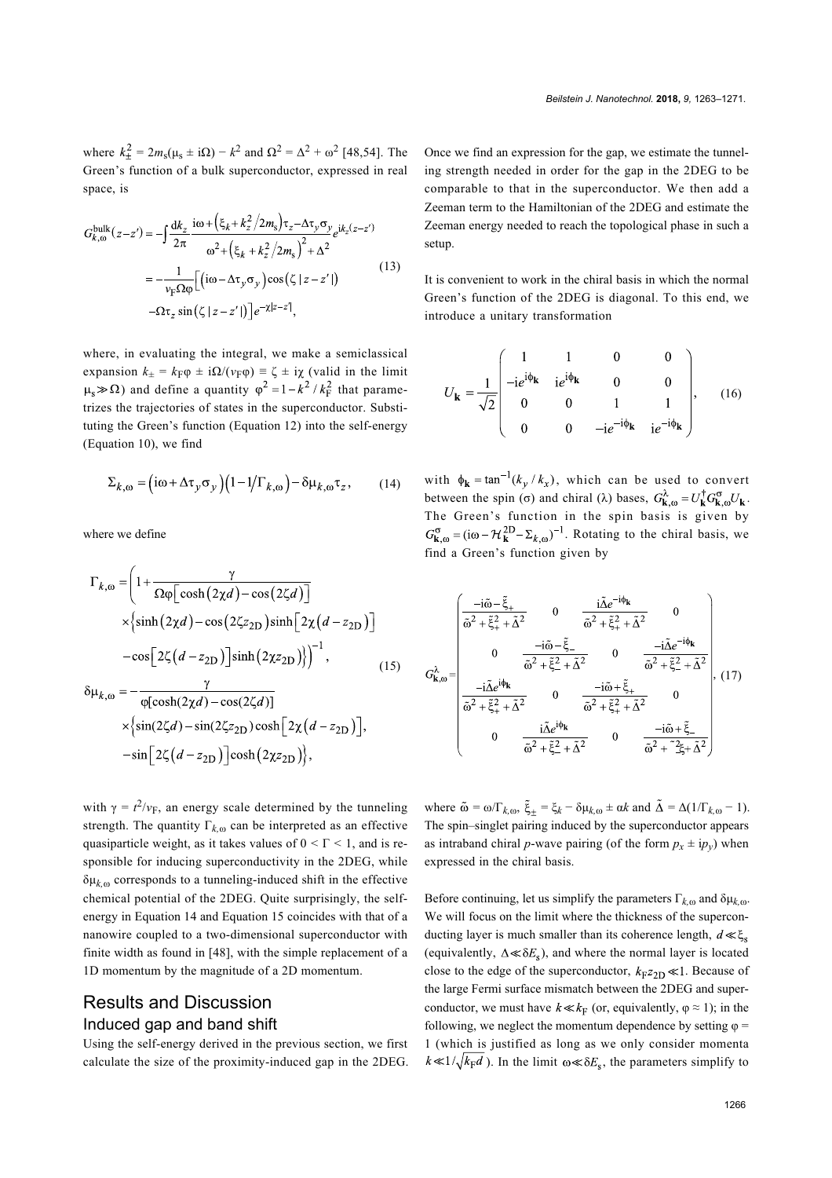where $k_{\pm}^2 = 2m_s(\mu_s \pm i\Omega) - k^2$ and $\Omega^2 = \Delta^2 + \omega^2$ [48,54]. The Green's function of a bulk superconductor, expressed in real space, is

$$
\begin{aligned}
G_{k,\omega}^{\text{bulk}}(z-z') &= -\int \frac{dk_z}{2\pi} \frac{i\omega + \left(\xi_k + k_z^2/2m_s\right)\tau_z - \Delta\tau_y\sigma_y}{\omega^2 + \left(\xi_k + k_z^2/2m_s\right)^2 + \Delta^2} e^{ik_z(z-z')} \\
&= -\frac{1}{v_F\Omega\varphi}\Big[\left(i\omega - \Delta\tau_y\sigma_y\right)\cos\left(\zeta\,|z-z'|\right) \\
&\quad -\Omega\tau_z\sin\left(\zeta\,|z-z'|\right)\Big]e^{-\chi|z-z'|},
\end{aligned}
\tag{13}
$$

where, in evaluating the integral, we make a semiclassical expansion $k_{\pm} = k_F\varphi \pm i\Omega/(v_F\varphi) \equiv \zeta \pm i\chi$ (valid in the limit $\mu_s \gg \Omega$) and define a quantity $\varphi^2 = 1 - k^2/k_F^2$ that parametrizes the trajectories of states in the superconductor. Substituting the Green's function (Equation 12) into the self-energy (Equation 10), we find

$$
\Sigma_{k,\omega} = \left(i\omega + \Delta\tau_y\sigma_y\right)\left(1 - 1/\Gamma_{k,\omega}\right) - \delta\mu_{k,\omega}\tau_z, \tag{14}
$$

where we define

$$
\begin{aligned}
\Gamma_{k,\omega} &= \Bigg(1 + \frac{\gamma}{\Omega\varphi\left[\cosh(2\chi d) - \cos(2\zeta d)\right]} \\
&\quad \times\Big\{\sinh(2\chi d) - \cos(2\zeta z_{2D})\sinh\left[2\chi\left(d - z_{2D}\right)\right] \\
&\quad -\cos\left[2\zeta\left(d - z_{2D}\right)\right]\sinh(2\chi z_{2D})\Big\}\Bigg)^{-1}, \\
\delta\mu_{k,\omega} &= -\frac{\gamma}{\varphi[\cosh(2\chi d) - \cos(2\zeta d)]} \\
&\quad \times\Big\{\sin(2\zeta d) - \sin(2\zeta z_{2D})\cosh\left[2\chi\left(d - z_{2D}\right)\right], \\
&\quad -\sin\left[2\zeta\left(d - z_{2D}\right)\right]\cosh(2\chi z_{2D})\Big\},
\end{aligned}
\tag{15}
$$

with $\gamma = t^2/v_F$, an energy scale determined by the tunneling strength. The quantity $\Gamma_{k,\omega}$ can be interpreted as an effective quasiparticle weight, as it takes values of $0 < \Gamma < 1$, and is responsible for inducing superconductivity in the 2DEG, while $\delta\mu_{k,\omega}$ corresponds to a tunneling-induced shift in the effective chemical potential of the 2DEG. Quite surprisingly, the self-energy in Equation 14 and Equation 15 coincides with that of a nanowire coupled to a two-dimensional superconductor with finite width as found in [48], with the simple replacement of a 1D momentum by the magnitude of a 2D momentum.

## Results and Discussion

### Induced gap and band shift

Using the self-energy derived in the previous section, we first calculate the size of the proximity-induced gap in the 2DEG. Once we find an expression for the gap, we estimate the tunneling strength needed in order for the gap in the 2DEG to be comparable to that in the superconductor. We then add a Zeeman term to the Hamiltonian of the 2DEG and estimate the Zeeman energy needed to reach the topological phase in such a setup.

It is convenient to work in the chiral basis in which the normal Green's function of the 2DEG is diagonal. To this end, we introduce a unitary transformation

$$
U_{\mathbf{k}} = \frac{1}{\sqrt{2}}\begin{pmatrix} 1 & 1 & 0 & 0 \\ -ie^{i\phi_{\mathbf{k}}} & ie^{i\phi_{\mathbf{k}}} & 0 & 0 \\ 0 & 0 & 1 & 1 \\ 0 & 0 & -ie^{-i\phi_{\mathbf{k}}} & ie^{-i\phi_{\mathbf{k}}} \end{pmatrix}, \tag{16}
$$

with $\phi_{\mathbf{k}} = \tan^{-1}(k_y/k_x)$, which can be used to convert between the spin ($\sigma$) and chiral ($\lambda$) bases, $G_{\mathbf{k},\omega}^{\lambda} = U_{\mathbf{k}}^{\dagger}G_{\mathbf{k},\omega}^{\sigma}U_{\mathbf{k}}$. The Green's function in the spin basis is given by $G_{\mathbf{k},\omega}^{\sigma} = (i\omega - \mathcal{H}_{\mathbf{k}}^{2D} - \Sigma_{k,\omega})^{-1}$. Rotating to the chiral basis, we find a Green's function given by

$$
G_{\mathbf{k},\omega}^{\lambda} = \begin{pmatrix}
\frac{-i\tilde{\omega} - \tilde{\xi}_+}{\tilde{\omega}^2 + \tilde{\xi}_+^2 + \tilde{\Delta}^2} & 0 & \frac{i\tilde{\Delta}e^{-i\phi_{\mathbf{k}}}}{\tilde{\omega}^2 + \tilde{\xi}_+^2 + \tilde{\Delta}^2} & 0 \\
0 & \frac{-i\tilde{\omega} - \tilde{\xi}_-}{\tilde{\omega}^2 + \tilde{\xi}_-^2 + \tilde{\Delta}^2} & 0 & \frac{-i\tilde{\Delta}e^{-i\phi_{\mathbf{k}}}}{\tilde{\omega}^2 + \tilde{\xi}_-^2 + \tilde{\Delta}^2} \\
\frac{-i\tilde{\Delta}e^{i\phi_{\mathbf{k}}}}{\tilde{\omega}^2 + \tilde{\xi}_+^2 + \tilde{\Delta}^2} & 0 & \frac{-i\tilde{\omega} + \tilde{\xi}_+}{\tilde{\omega}^2 + \tilde{\xi}_+^2 + \tilde{\Delta}^2} & 0 \\
0 & \frac{i\tilde{\Delta}e^{i\phi_{\mathbf{k}}}}{\tilde{\omega}^2 + \tilde{\xi}_-^2 + \tilde{\Delta}^2} & 0 & \frac{-i\tilde{\omega} + \tilde{\xi}_-}{\tilde{\omega}^2 + \tilde{\xi}_-^2 + \tilde{\Delta}^2}
\end{pmatrix}, \tag{17}
$$

where $\tilde{\omega} = \omega/\Gamma_{k,\omega}$, $\tilde{\xi}_{\pm} = \xi_k - \delta\mu_{k,\omega} \pm \alpha k$ and $\tilde{\Delta} = \Delta(1/\Gamma_{k,\omega} - 1)$. The spin–singlet pairing induced by the superconductor appears as intraband chiral $p$-wave pairing (of the form $p_x \pm ip_y$) when expressed in the chiral basis.

Before continuing, let us simplify the parameters $\Gamma_{k,\omega}$ and $\delta\mu_{k,\omega}$. We will focus on the limit where the thickness of the superconducting layer is much smaller than its coherence length, $d \ll \xi_s$ (equivalently, $\Delta \ll \delta E_s$), and where the normal layer is located close to the edge of the superconductor, $k_F z_{2D} \ll 1$. Because of the large Fermi surface mismatch between the 2DEG and superconductor, we must have $k \ll k_F$ (or, equivalently, $\varphi \approx 1$); in the following, we neglect the momentum dependence by setting $\varphi = 1$ (which is justified as long as we only consider momenta $k \ll 1/\sqrt{k_F d}$). In the limit $\omega \ll \delta E_s$, the parameters simplify to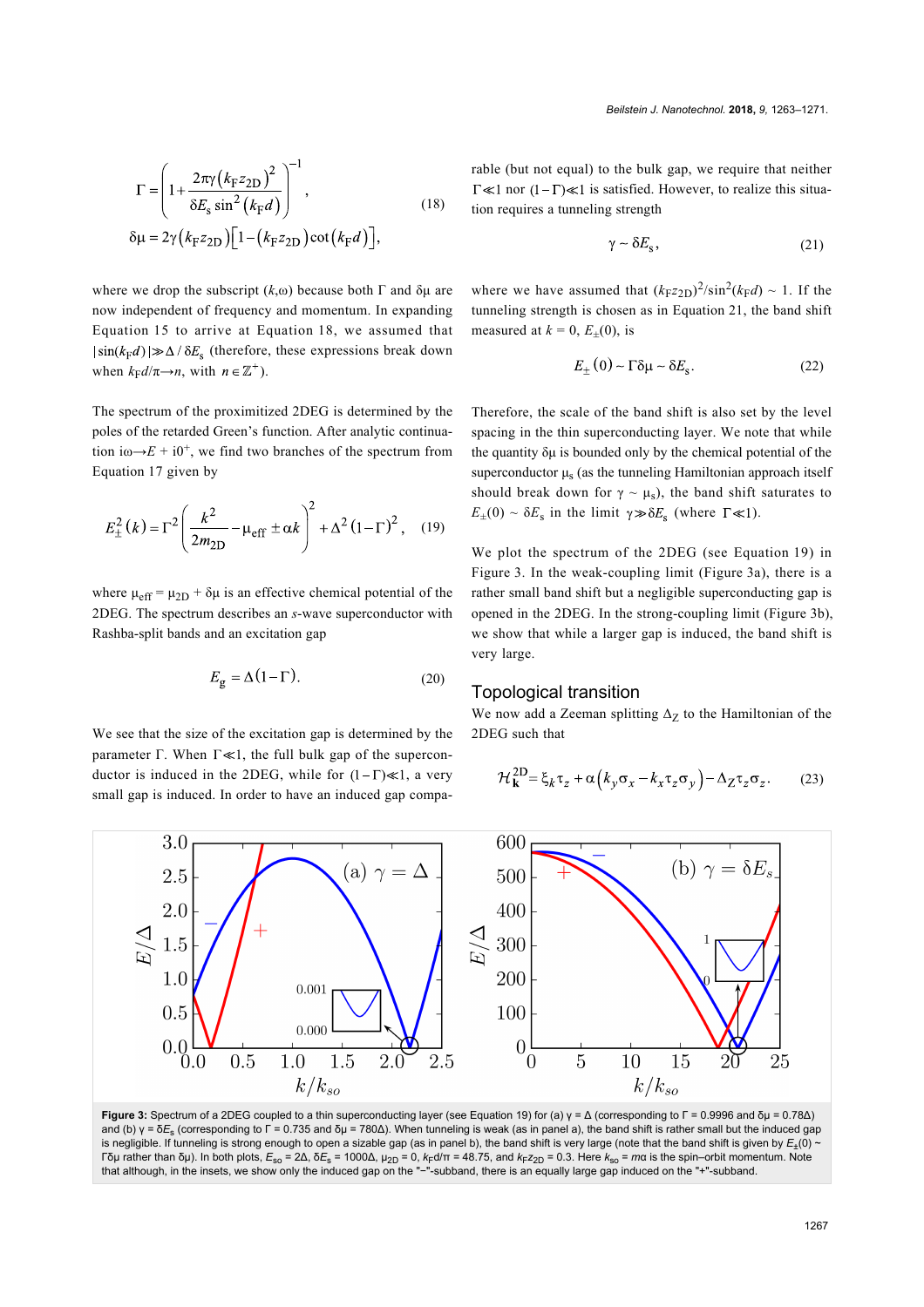$$\Gamma = \left(1 + \frac{2\pi\gamma\left(k_F z_{2D}\right)^2}{\delta E_s \sin^2\left(k_F d\right)}\right)^{-1}, \tag{18}$$

$$\delta\mu = 2\gamma\left(k_F z_{2D}\right)\left[1 - \left(k_F z_{2D}\right)\cot\left(k_F d\right)\right],$$

where we drop the subscript $(k,\omega)$ because both $\Gamma$ and $\delta\mu$ are now independent of frequency and momentum. In expanding Equation 15 to arrive at Equation 18, we assumed that $|\sin(k_F d)| \gg \Delta/\delta E_s$ (therefore, these expressions break down when $k_F d/\pi \to n$, with $n \in \mathbb{Z}^+$).

The spectrum of the proximitized 2DEG is determined by the poles of the retarded Green's function. After analytic continuation $i\omega \to E + i0^+$, we find two branches of the spectrum from Equation 17 given by

$$E_\pm^2(k) = \Gamma^2\left(\frac{k^2}{2m_{2D}} - \mu_{\text{eff}} \pm \alpha k\right)^2 + \Delta^2(1-\Gamma)^2, \tag{19}$$

where $\mu_{\text{eff}} = \mu_{2D} + \delta\mu$ is an effective chemical potential of the 2DEG. The spectrum describes an *s*-wave superconductor with Rashba-split bands and an excitation gap

$$E_g = \Delta(1-\Gamma). \tag{20}$$

We see that the size of the excitation gap is determined by the parameter $\Gamma$. When $\Gamma \ll 1$, the full bulk gap of the superconductor is induced in the 2DEG, while for $(1-\Gamma) \ll 1$, a very small gap is induced. In order to have an induced gap comparable (but not equal) to the bulk gap, we require that neither $\Gamma \ll 1$ nor $(1-\Gamma) \ll 1$ is satisfied. However, to realize this situation requires a tunneling strength

$$\gamma \sim \delta E_s, \tag{21}$$

where we have assumed that $(k_F z_{2D})^2/\sin^2(k_F d) \sim 1$. If the tunneling strength is chosen as in Equation 21, the band shift measured at $k = 0$, $E_\pm(0)$, is

$$E_\pm(0) \sim \Gamma\delta\mu \sim \delta E_s. \tag{22}$$

Therefore, the scale of the band shift is also set by the level spacing in the thin superconducting layer. We note that while the quantity $\delta\mu$ is bounded only by the chemical potential of the superconductor $\mu_s$ (as the tunneling Hamiltonian approach itself should break down for $\gamma \sim \mu_s$), the band shift saturates to $E_\pm(0) \sim \delta E_s$ in the limit $\gamma \gg \delta E_s$ (where $\Gamma \ll 1$).

We plot the spectrum of the 2DEG (see Equation 19) in Figure 3. In the weak-coupling limit (Figure 3a), there is a rather small band shift but a negligible superconducting gap is opened in the 2DEG. In the strong-coupling limit (Figure 3b), we show that while a larger gap is induced, the band shift is very large.

## Topological transition

We now add a Zeeman splitting $\Delta_Z$ to the Hamiltonian of the 2DEG such that

$$\mathcal{H}_{\mathbf{k}}^{2D} = \xi_k \tau_z + \alpha\left(k_y \sigma_x - k_x \tau_z \sigma_y\right) - \Delta_Z \tau_z \sigma_z. \tag{23}$$

**Figure 3:** Spectrum of a 2DEG coupled to a thin superconducting layer (see Equation 19) for (a) $\gamma = \Delta$ (corresponding to $\Gamma = 0.9996$ and $\delta\mu = 0.78\Delta$) and (b) $\gamma = \delta E_s$ (corresponding to $\Gamma = 0.735$ and $\delta\mu = 780\Delta$). When tunneling is weak (as in panel a), the band shift is rather small but the induced gap is negligible. If tunneling is strong enough to open a sizable gap (as in panel b), the band shift is very large (note that the band shift is given by $E_\pm(0) \sim \Gamma\delta\mu$ rather than $\delta\mu$). In both plots, $E_{so} = 2\Delta$, $\delta E_s = 1000\Delta$, $\mu_{2D} = 0$, $k_F d/\pi = 48.75$, and $k_F z_{2D} = 0.3$. Here $k_{so} = m\alpha$ is the spin–orbit momentum. Note that although, in the insets, we show only the induced gap on the "−"-subband, there is an equally large gap induced on the "+"-subband.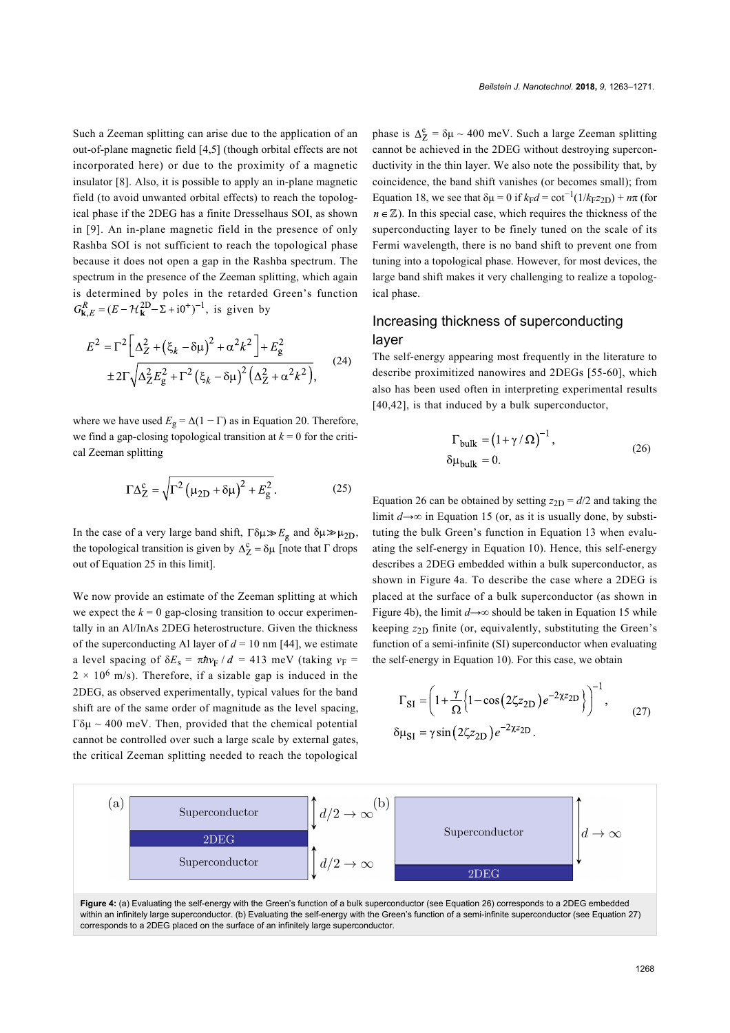Such a Zeeman splitting can arise due to the application of an out-of-plane magnetic field [4,5] (though orbital effects are not incorporated here) or due to the proximity of a magnetic insulator [8]. Also, it is possible to apply an in-plane magnetic field (to avoid unwanted orbital effects) to reach the topological phase if the 2DEG has a finite Dresselhaus SOI, as shown in [9]. An in-plane magnetic field in the presence of only Rashba SOI is not sufficient to reach the topological phase because it does not open a gap in the Rashba spectrum. The spectrum in the presence of the Zeeman splitting, which again is determined by poles in the retarded Green's function $G^R_{\mathbf{k},E} = (E - \mathcal{H}^{2D}_{\mathbf{k}} - \Sigma + i0^+)^{-1}$, is given by

$$E^2 = \Gamma^2\left[\Delta_Z^2 + \left(\xi_k - \delta\mu\right)^2 + \alpha^2 k^2\right] + E_g^2 \pm 2\Gamma\sqrt{\Delta_Z^2 E_g^2 + \Gamma^2\left(\xi_k - \delta\mu\right)^2\left(\Delta_Z^2 + \alpha^2 k^2\right)}, \tag{24}$$

where we have used $E_g = \Delta(1 - \Gamma)$ as in Equation 20. Therefore, we find a gap-closing topological transition at $k = 0$ for the critical Zeeman splitting

$$\Gamma\Delta_Z^c = \sqrt{\Gamma^2\left(\mu_{2D} + \delta\mu\right)^2 + E_g^2}. \tag{25}$$

In the case of a very large band shift, $\Gamma\delta\mu \gg E_g$ and $\delta\mu \gg \mu_{2D}$, the topological transition is given by $\Delta_Z^c = \delta\mu$ [note that $\Gamma$ drops out of Equation 25 in this limit].

We now provide an estimate of the Zeeman splitting at which we expect the $k = 0$ gap-closing transition to occur experimentally in an Al/InAs 2DEG heterostructure. Given the thickness of the superconducting Al layer of $d = 10$ nm [44], we estimate a level spacing of $\delta E_s = \pi\hbar v_F / d = 413$ meV (taking $v_F = 2 \times 10^6$ m/s). Therefore, if a sizable gap is induced in the 2DEG, as observed experimentally, typical values for the band shift are of the same order of magnitude as the level spacing, $\Gamma\delta\mu \sim 400$ meV. Then, provided that the chemical potential cannot be controlled over such a large scale by external gates, the critical Zeeman splitting needed to reach the topological phase is $\Delta_Z^c = \delta\mu \sim 400$ meV. Such a large Zeeman splitting cannot be achieved in the 2DEG without destroying superconductivity in the thin layer. We also note the possibility that, by coincidence, the band shift vanishes (or becomes small); from Equation 18, we see that $\delta\mu = 0$ if $k_F d = \cot^{-1}(1/k_F z_{2D}) + n\pi$ (for $n \in \mathbb{Z}$). In this special case, which requires the thickness of the superconducting layer to be finely tuned on the scale of its Fermi wavelength, there is no band shift to prevent one from tuning into a topological phase. However, for most devices, the large band shift makes it very challenging to realize a topological phase.

## Increasing thickness of superconducting layer

The self-energy appearing most frequently in the literature to describe proximitized nanowires and 2DEGs [55-60], which also has been used often in interpreting experimental results [40,42], is that induced by a bulk superconductor,

$$\Gamma_{\text{bulk}} = \left(1 + \gamma/\Omega\right)^{-1}, \quad \delta\mu_{\text{bulk}} = 0. \tag{26}$$

Equation 26 can be obtained by setting $z_{2D} = d/2$ and taking the limit $d \to \infty$ in Equation 15 (or, as it is usually done, by substituting the bulk Green's function in Equation 13 when evaluating the self-energy in Equation 10). Hence, this self-energy describes a 2DEG embedded within a bulk superconductor, as shown in Figure 4a. To describe the case where a 2DEG is placed at the surface of a bulk superconductor (as shown in Figure 4b), the limit $d \to \infty$ should be taken in Equation 15 while keeping $z_{2D}$ finite (or, equivalently, substituting the Green's function of a semi-infinite (SI) superconductor when evaluating the self-energy in Equation 10). For this case, we obtain

$$\Gamma_{SI} = \left(1 + \frac{\gamma}{\Omega}\left\{1 - \cos\left(2\zeta z_{2D}\right)e^{-2\chi z_{2D}}\right\}\right)^{-1}, \quad \delta\mu_{SI} = \gamma\sin\left(2\zeta z_{2D}\right)e^{-2\chi z_{2D}}. \tag{27}$$

**Figure 4:** (a) Evaluating the self-energy with the Green's function of a bulk superconductor (see Equation 26) corresponds to a 2DEG embedded within an infinitely large superconductor. (b) Evaluating the self-energy with the Green's function of a semi-infinite superconductor (see Equation 27) corresponds to a 2DEG placed on the surface of an infinitely large superconductor.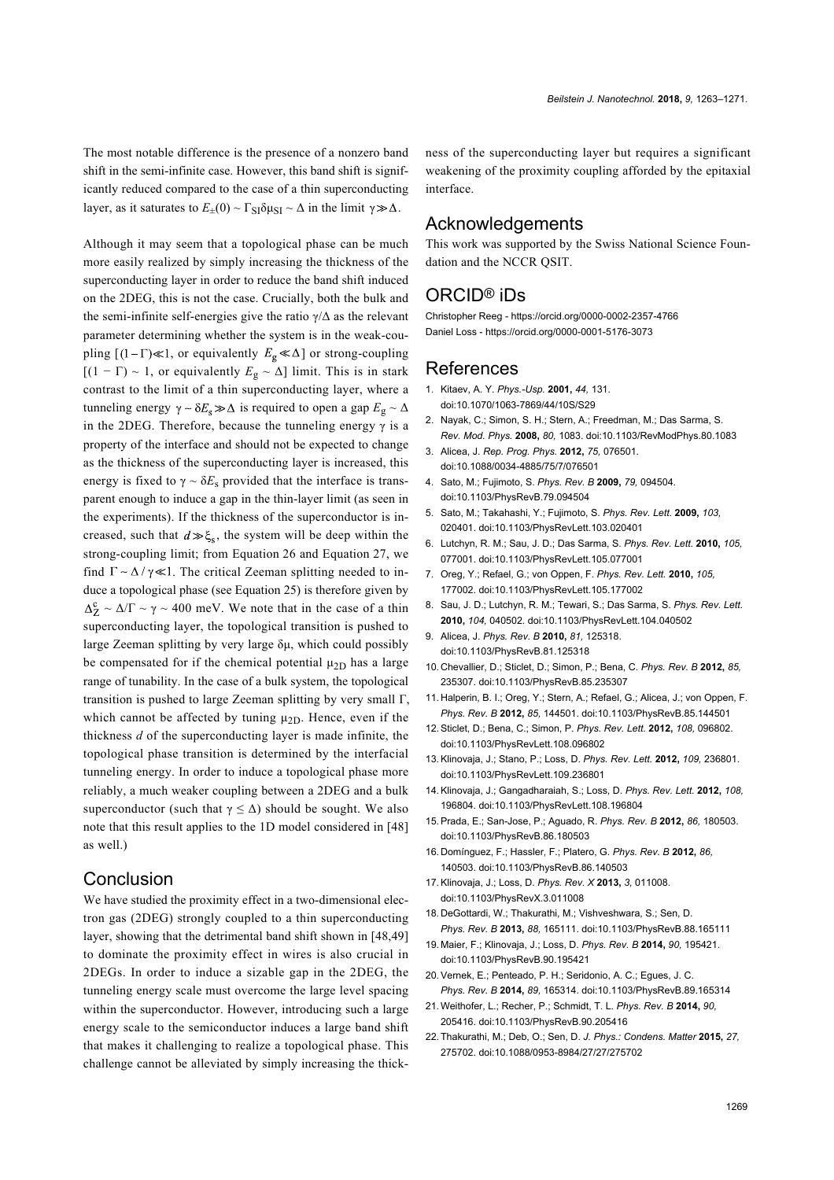The most notable difference is the presence of a nonzero band shift in the semi-infinite case. However, this band shift is significantly reduced compared to the case of a thin superconducting layer, as it saturates to $E_{\pm}(0) \sim \Gamma_{SI}\delta\mu_{SI} \sim \Delta$ in the limit $\gamma \gg \Delta$.

Although it may seem that a topological phase can be much more easily realized by simply increasing the thickness of the superconducting layer in order to reduce the band shift induced on the 2DEG, this is not the case. Crucially, both the bulk and the semi-infinite self-energies give the ratio $\gamma/\Delta$ as the relevant parameter determining whether the system is in the weak-coupling $[(1-\Gamma) \ll 1$, or equivalently $E_g \ll \Delta]$ or strong-coupling $[(1 - \Gamma) \sim 1$, or equivalently $E_g \sim \Delta]$ limit. This is in stark contrast to the limit of a thin superconducting layer, where a tunneling energy $\gamma \sim \delta E_s \gg \Delta$ is required to open a gap $E_g \sim \Delta$ in the 2DEG. Therefore, because the tunneling energy $\gamma$ is a property of the interface and should not be expected to change as the thickness of the superconducting layer is increased, this energy is fixed to $\gamma \sim \delta E_s$ provided that the interface is transparent enough to induce a gap in the thin-layer limit (as seen in the experiments). If the thickness of the superconductor is increased, such that $d \gg \xi_s$, the system will be deep within the strong-coupling limit; from Equation 26 and Equation 27, we find $\Gamma \sim \Delta / \gamma \ll 1$. The critical Zeeman splitting needed to induce a topological phase (see Equation 25) is therefore given by $\Delta_Z^c \sim \Delta/\Gamma \sim \gamma \sim 400$ meV. We note that in the case of a thin superconducting layer, the topological transition is pushed to large Zeeman splitting by very large $\delta\mu$, which could possibly be compensated for if the chemical potential $\mu_{2D}$ has a large range of tunability. In the case of a bulk system, the topological transition is pushed to large Zeeman splitting by very small $\Gamma$, which cannot be affected by tuning $\mu_{2D}$. Hence, even if the thickness $d$ of the superconducting layer is made infinite, the topological phase transition is determined by the interfacial tunneling energy. In order to induce a topological phase more reliably, a much weaker coupling between a 2DEG and a bulk superconductor (such that $\gamma \leq \Delta$) should be sought. We also note that this result applies to the 1D model considered in [48] as well.)

## Conclusion

We have studied the proximity effect in a two-dimensional electron gas (2DEG) strongly coupled to a thin superconducting layer, showing that the detrimental band shift shown in [48,49] to dominate the proximity effect in wires is also crucial in 2DEGs. In order to induce a sizable gap in the 2DEG, the tunneling energy scale must overcome the large level spacing within the superconductor. However, introducing such a large energy scale to the semiconductor induces a large band shift that makes it challenging to realize a topological phase. This challenge cannot be alleviated by simply increasing the thickness of the superconducting layer but requires a significant weakening of the proximity coupling afforded by the epitaxial interface.

## Acknowledgements

This work was supported by the Swiss National Science Foundation and the NCCR QSIT.

## ORCID® iDs

Christopher Reeg - https://orcid.org/0000-0002-2357-4766
Daniel Loss - https://orcid.org/0000-0001-5176-3073

## References

1. Kitaev, A. Y. *Phys.-Usp.* **2001,** *44,* 131. doi:10.1070/1063-7869/44/10S/S29
2. Nayak, C.; Simon, S. H.; Stern, A.; Freedman, M.; Das Sarma, S. *Rev. Mod. Phys.* **2008,** *80,* 1083. doi:10.1103/RevModPhys.80.1083
3. Alicea, J. *Rep. Prog. Phys.* **2012,** *75,* 076501. doi:10.1088/0034-4885/75/7/076501
4. Sato, M.; Fujimoto, S. *Phys. Rev. B* **2009,** *79,* 094504. doi:10.1103/PhysRevB.79.094504
5. Sato, M.; Takahashi, Y.; Fujimoto, S. *Phys. Rev. Lett.* **2009,** *103,* 020401. doi:10.1103/PhysRevLett.103.020401
6. Lutchyn, R. M.; Sau, J. D.; Das Sarma, S. *Phys. Rev. Lett.* **2010,** *105,* 077001. doi:10.1103/PhysRevLett.105.077001
7. Oreg, Y.; Refael, G.; von Oppen, F. *Phys. Rev. Lett.* **2010,** *105,* 177002. doi:10.1103/PhysRevLett.105.177002
8. Sau, J. D.; Lutchyn, R. M.; Tewari, S.; Das Sarma, S. *Phys. Rev. Lett.* **2010,** *104,* 040502. doi:10.1103/PhysRevLett.104.040502
9. Alicea, J. *Phys. Rev. B* **2010,** *81,* 125318. doi:10.1103/PhysRevB.81.125318
10. Chevallier, D.; Sticlet, D.; Simon, P.; Bena, C. *Phys. Rev. B* **2012,** *85,* 235307. doi:10.1103/PhysRevB.85.235307
11. Halperin, B. I.; Oreg, Y.; Stern, A.; Refael, G.; Alicea, J.; von Oppen, F. *Phys. Rev. B* **2012,** *85,* 144501. doi:10.1103/PhysRevB.85.144501
12. Sticlet, D.; Bena, C.; Simon, P. *Phys. Rev. Lett.* **2012,** *108,* 096802. doi:10.1103/PhysRevLett.108.096802
13. Klinovaja, J.; Stano, P.; Loss, D. *Phys. Rev. Lett.* **2012,** *109,* 236801. doi:10.1103/PhysRevLett.109.236801
14. Klinovaja, J.; Gangadharaiah, S.; Loss, D. *Phys. Rev. Lett.* **2012,** *108,* 196804. doi:10.1103/PhysRevLett.108.196804
15. Prada, E.; San-Jose, P.; Aguado, R. *Phys. Rev. B* **2012,** *86,* 180503. doi:10.1103/PhysRevB.86.180503
16. Domínguez, F.; Hassler, F.; Platero, G. *Phys. Rev. B* **2012,** *86,* 140503. doi:10.1103/PhysRevB.86.140503
17. Klinovaja, J.; Loss, D. *Phys. Rev. X* **2013,** *3,* 011008. doi:10.1103/PhysRevX.3.011008
18. DeGottardi, W.; Thakurathi, M.; Vishveshwara, S.; Sen, D. *Phys. Rev. B* **2013,** *88,* 165111. doi:10.1103/PhysRevB.88.165111
19. Maier, F.; Klinovaja, J.; Loss, D. *Phys. Rev. B* **2014,** *90,* 195421. doi:10.1103/PhysRevB.90.195421
20. Vernek, E.; Penteado, P. H.; Seridonio, A. C.; Egues, J. C. *Phys. Rev. B* **2014,** *89,* 165314. doi:10.1103/PhysRevB.89.165314
21. Weithofer, L.; Recher, P.; Schmidt, T. L. *Phys. Rev. B* **2014,** *90,* 205416. doi:10.1103/PhysRevB.90.205416
22. Thakurathi, M.; Deb, O.; Sen, D. *J. Phys.: Condens. Matter* **2015,** *27,* 275702. doi:10.1088/0953-8984/27/27/275702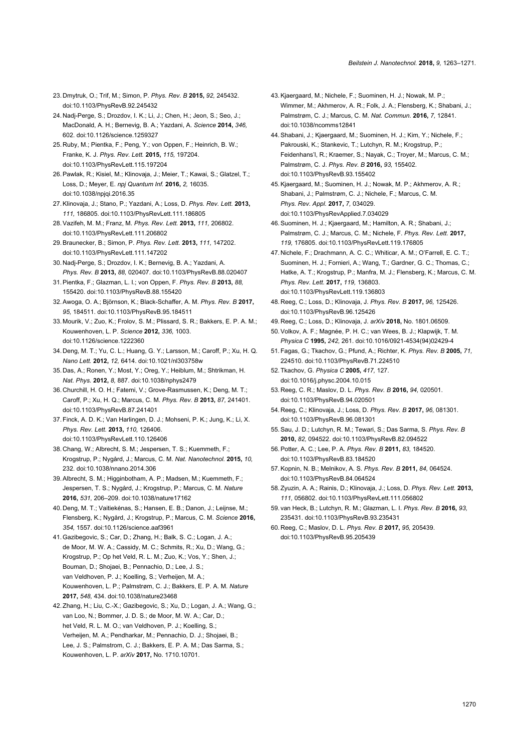23. Dmytruk, O.; Trif, M.; Simon, P. *Phys. Rev. B* **2015,** *92,* 245432. doi:10.1103/PhysRevB.92.245432
24. Nadj-Perge, S.; Drozdov, I. K.; Li, J.; Chen, H.; Jeon, S.; Seo, J.; MacDonald, A. H.; Bernevig, B. A.; Yazdani, A. *Science* **2014,** *346,* 602. doi:10.1126/science.1259327
25. Ruby, M.; Pientka, F.; Peng, Y.; von Oppen, F.; Heinrich, B. W.; Franke, K. J. *Phys. Rev. Lett.* **2015,** *115,* 197204. doi:10.1103/PhysRevLett.115.197204
26. Pawlak, R.; Kisiel, M.; Klinovaja, J.; Meier, T.; Kawai, S.; Glatzel, T.; Loss, D.; Meyer, E. *npj Quantum Inf.* **2016,** *2,* 16035. doi:10.1038/npjqi.2016.35
27. Klinovaja, J.; Stano, P.; Yazdani, A.; Loss, D. *Phys. Rev. Lett.* **2013,** *111,* 186805. doi:10.1103/PhysRevLett.111.186805
28. Vazifeh, M. M.; Franz, M. *Phys. Rev. Lett.* **2013,** *111,* 206802. doi:10.1103/PhysRevLett.111.206802
29. Braunecker, B.; Simon, P. *Phys. Rev. Lett.* **2013,** *111,* 147202. doi:10.1103/PhysRevLett.111.147202
30. Nadj-Perge, S.; Drozdov, I. K.; Bernevig, B. A.; Yazdani, A. *Phys. Rev. B* **2013,** *88,* 020407. doi:10.1103/PhysRevB.88.020407
31. Pientka, F.; Glazman, L. I.; von Oppen, F. *Phys. Rev. B* **2013,** *88,* 155420. doi:10.1103/PhysRevB.88.155420
32. Awoga, O. A.; Björnson, K.; Black-Schaffer, A. M. *Phys. Rev. B* **2017,** *95,* 184511. doi:10.1103/PhysRevB.95.184511
33. Mourik, V.; Zuo, K.; Frolov, S. M.; Plissard, S. R.; Bakkers, E. P. A. M.; Kouwenhoven, L. P. *Science* **2012,** *336,* 1003. doi:10.1126/science.1222360
34. Deng, M. T.; Yu, C. L.; Huang, G. Y.; Larsson, M.; Caroff, P.; Xu, H. Q. *Nano Lett.* **2012,** *12,* 6414. doi:10.1021/nl303758w
35. Das, A.; Ronen, Y.; Most, Y.; Oreg, Y.; Heiblum, M.; Shtrikman, H. *Nat. Phys.* **2012,** *8,* 887. doi:10.1038/nphys2479
36. Churchill, H. O. H.; Fatemi, V.; Grove-Rasmussen, K.; Deng, M. T.; Caroff, P.; Xu, H. Q.; Marcus, C. M. *Phys. Rev. B* **2013,** *87,* 241401. doi:10.1103/PhysRevB.87.241401
37. Finck, A. D. K.; Van Harlingen, D. J.; Mohseni, P. K.; Jung, K.; Li, X. *Phys. Rev. Lett.* **2013,** *110,* 126406. doi:10.1103/PhysRevLett.110.126406
38. Chang, W.; Albrecht, S. M.; Jespersen, T. S.; Kuemmeth, F.; Krogstrup, P.; Nygård, J.; Marcus, C. M. *Nat. Nanotechnol.* **2015,** *10,* 232. doi:10.1038/nnano.2014.306
39. Albrecht, S. M.; Higginbotham, A. P.; Madsen, M.; Kuemmeth, F.; Jespersen, T. S.; Nygård, J.; Krogstrup, P.; Marcus, C. M. *Nature* **2016,** *531,* 206–209. doi:10.1038/nature17162
40. Deng, M. T.; Vaitiekėnas, S.; Hansen, E. B.; Danon, J.; Leijnse, M.; Flensberg, K.; Nygård, J.; Krogstrup, P.; Marcus, C. M. *Science* **2016,** *354,* 1557. doi:10.1126/science.aaf3961
41. Gazibegovic, S.; Car, D.; Zhang, H.; Balk, S. C.; Logan, J. A.; de Moor, M. W. A.; Cassidy, M. C.; Schmits, R.; Xu, D.; Wang, G.; Krogstrup, P.; Op het Veld, R. L. M.; Zuo, K.; Vos, Y.; Shen, J.; Bouman, D.; Shojaei, B.; Pennachio, D.; Lee, J. S.; van Veldhoven, P. J.; Koelling, S.; Verheijen, M. A.; Kouwenhoven, L. P.; Palmstrøm, C. J.; Bakkers, E. P. A. M. *Nature* **2017,** *548,* 434. doi:10.1038/nature23468
42. Zhang, H.; Liu, C.-X.; Gazibegovic, S.; Xu, D.; Logan, J. A.; Wang, G.; van Loo, N.; Bommer, J. D. S.; de Moor, M. W. A.; Car, D.; het Veld, R. L. M. O.; van Veldhoven, P. J.; Koelling, S.; Verheijen, M. A.; Pendharkar, M.; Pennachio, D. J.; Shojaei, B.; Lee, J. S.; Palmstrom, C. J.; Bakkers, E. P. A. M.; Das Sarma, S.; Kouwenhoven, L. P. *arXiv* **2017,** No. 1710.10701.
43. Kjaergaard, M.; Nichele, F.; Suominen, H. J.; Nowak, M. P.; Wimmer, M.; Akhmerov, A. R.; Folk, J. A.; Flensberg, K.; Shabani, J.; Palmstrøm, C. J.; Marcus, C. M. *Nat. Commun.* **2016,** *7,* 12841. doi:10.1038/ncomms12841
44. Shabani, J.; Kjaergaard, M.; Suominen, H. J.; Kim, Y.; Nichele, F.; Pakrouski, K.; Stankevic, T.; Lutchyn, R. M.; Krogstrup, P.; Feidenhans'l, R.; Kraemer, S.; Nayak, C.; Troyer, M.; Marcus, C. M.; Palmstrøm, C. J. *Phys. Rev. B* **2016,** *93,* 155402. doi:10.1103/PhysRevB.93.155402
45. Kjaergaard, M.; Suominen, H. J.; Nowak, M. P.; Akhmerov, A. R.; Shabani, J.; Palmstrøm, C. J.; Nichele, F.; Marcus, C. M. *Phys. Rev. Appl.* **2017,** *7,* 034029. doi:10.1103/PhysRevApplied.7.034029
46. Suominen, H. J.; Kjaergaard, M.; Hamilton, A. R.; Shabani, J.; Palmstrøm, C. J.; Marcus, C. M.; Nichele, F. *Phys. Rev. Lett.* **2017,** *119,* 176805. doi:10.1103/PhysRevLett.119.176805
47. Nichele, F.; Drachmann, A. C. C.; Whiticar, A. M.; O'Farrell, E. C. T.; Suominen, H. J.; Fornieri, A.; Wang, T.; Gardner, G. C.; Thomas, C.; Hatke, A. T.; Krogstrup, P.; Manfra, M. J.; Flensberg, K.; Marcus, C. M. *Phys. Rev. Lett.* **2017,** *119,* 136803. doi:10.1103/PhysRevLett.119.136803
48. Reeg, C.; Loss, D.; Klinovaja, J. *Phys. Rev. B* **2017,** *96,* 125426. doi:10.1103/PhysRevB.96.125426
49. Reeg, C.; Loss, D.; Klinovaja, J. *arXiv* **2018,** No. 1801.06509.
50. Volkov, A. F.; Magnée, P. H. C.; van Wees, B. J.; Klapwijk, T. M. *Physica C* **1995,** *242,* 261. doi:10.1016/0921-4534(94)02429-4
51. Fagas, G.; Tkachov, G.; Pfund, A.; Richter, K. *Phys. Rev. B* **2005,** *71,* 224510. doi:10.1103/PhysRevB.71.224510
52. Tkachov, G. *Physica C* **2005,** *417,* 127. doi:10.1016/j.physc.2004.10.015
53. Reeg, C. R.; Maslov, D. L. *Phys. Rev. B* **2016,** *94,* 020501. doi:10.1103/PhysRevB.94.020501
54. Reeg, C.; Klinovaja, J.; Loss, D. *Phys. Rev. B* **2017,** *96,* 081301. doi:10.1103/PhysRevB.96.081301
55. Sau, J. D.; Lutchyn, R. M.; Tewari, S.; Das Sarma, S. *Phys. Rev. B* **2010,** *82,* 094522. doi:10.1103/PhysRevB.82.094522
56. Potter, A. C.; Lee, P. A. *Phys. Rev. B* **2011,** *83,* 184520. doi:10.1103/PhysRevB.83.184520
57. Kopnin, N. B.; Melnikov, A. S. *Phys. Rev. B* **2011,** *84,* 064524. doi:10.1103/PhysRevB.84.064524
58. Zyuzin, A. A.; Rainis, D.; Klinovaja, J.; Loss, D. *Phys. Rev. Lett.* **2013,** *111,* 056802. doi:10.1103/PhysRevLett.111.056802
59. van Heck, B.; Lutchyn, R. M.; Glazman, L. I. *Phys. Rev. B* **2016,** *93,* 235431. doi:10.1103/PhysRevB.93.235431
60. Reeg, C.; Maslov, D. L. *Phys. Rev. B* **2017,** *95,* 205439. doi:10.1103/PhysRevB.95.205439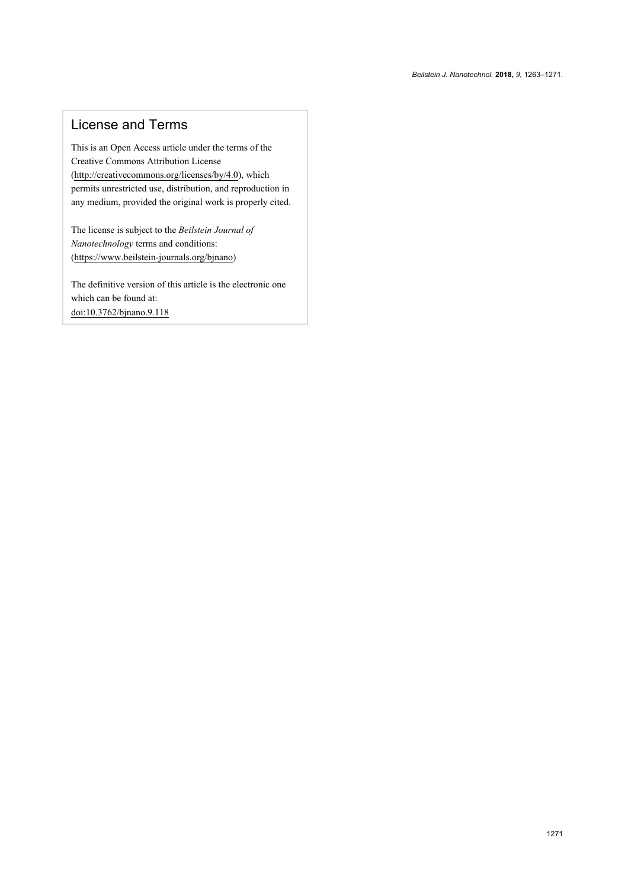## License and Terms

This is an Open Access article under the terms of the Creative Commons Attribution License (http://creativecommons.org/licenses/by/4.0), which permits unrestricted use, distribution, and reproduction in any medium, provided the original work is properly cited.

The license is subject to the *Beilstein Journal of Nanotechnology* terms and conditions: (https://www.beilstein-journals.org/bjnano)

The definitive version of this article is the electronic one which can be found at:
doi:10.3762/bjnano.9.118